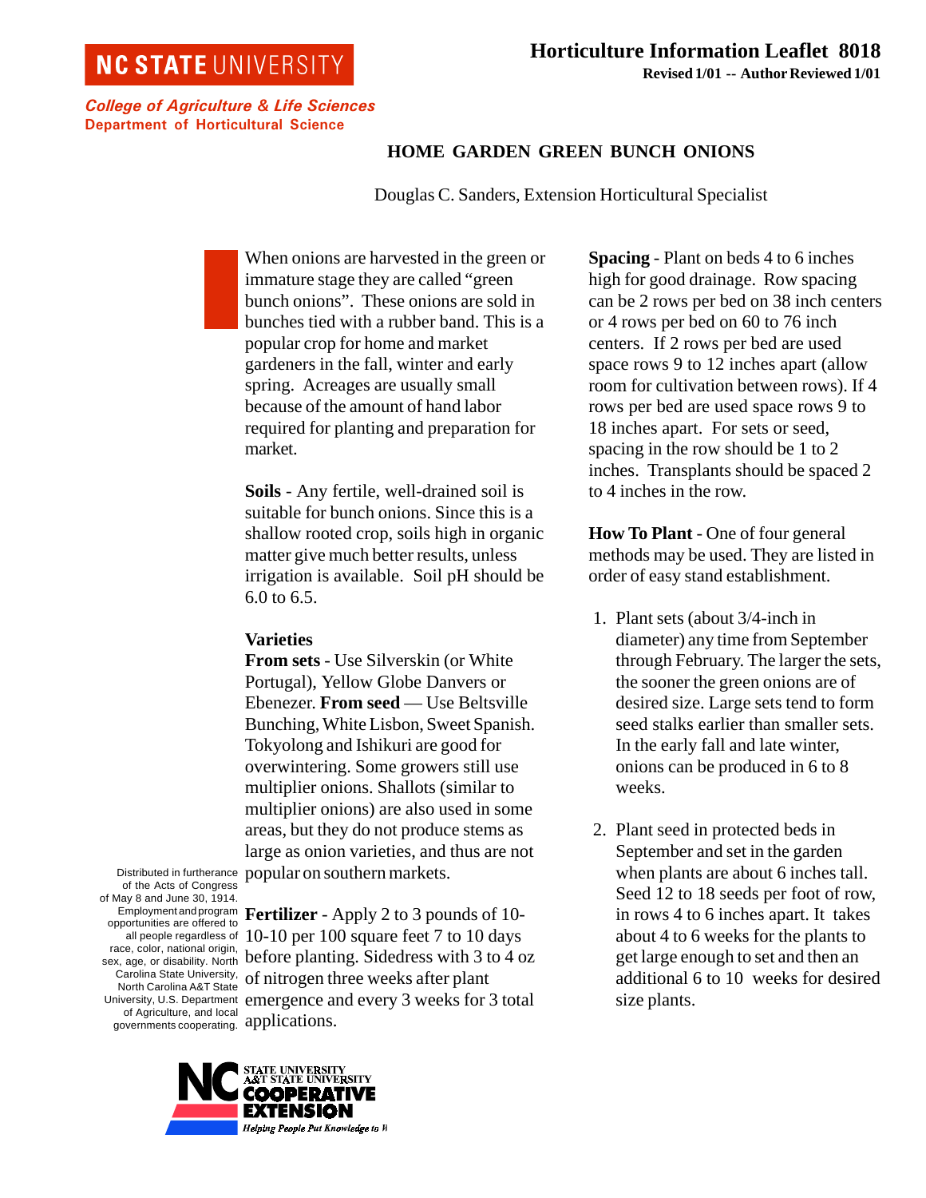NC STATE UNIVERSITY

**Horticulture Information Leaflet 8018**

**Revised 1/01 -- Author Reviewed 1/01**

*College of Agriculture & Life Sciences*

Department of Horticultural Science

# HOME GARDEN GREEN BUNCH ONIONS

Douglas C. Sanders, Extension Horticultural Specialist

When onions are harvested in the green or immature stage they are called “green bunch onions”. These onions are sold in bunches tied with a rubber band. This is a popular crop for home and market gardeners in the fall, winter and early spring. Acreages are usually small because of the amount of hand labor required for planting and preparation for market.

**Soils** - Any fertile, well-drained soil is suitable for bunch onions. Since this is a shallow rooted crop, soils high in organic matter give much better results, unless irrigation is available. Soil pH should be 6.0 to 6.5.

**Varieties**

**From sets** - Use Silverskin (or White Portugal), Yellow Globe Danvers or Ebenezer. **From seed** — Use Beltsville Bunching, White Lisbon, Sweet Spanish. Tokyolong and Ishikuri are good for overwintering. Some growers still use multiplier onions. Shallots (similar to multiplier onions) are also used in some areas, but they do not produce stems as large as onion varieties, and thus are not popular on southern markets.

**Fertilizer** - Apply 2 to 3 pounds of 10-10-10 per 100 square feet 7 to 10 days before planting. Sidedress with 3 to 4 oz of nitrogen three weeks after plant emergence and every 3 weeks for 3 total applications.

**Spacing** - Plant on beds 4 to 6 inches high for good drainage. Row spacing can be 2 rows per bed on 38 inch centers or 4 rows per bed on 60 to 76 inch centers. If 2 rows per bed are used space rows 9 to 12 inches apart (allow room for cultivation between rows). If 4 rows per bed are used space rows 9 to 18 inches apart. For sets or seed, spacing in the row should be 1 to 2 inches. Transplants should be spaced 2 to 4 inches in the row.

**How To Plant** - One of four general methods may be used. They are listed in order of easy stand establishment.

1. Plant sets (about 3/4-inch in diameter) any time from September through February. The larger the sets, the sooner the green onions are of desired size. Large sets tend to form seed stalks earlier than smaller sets. In the early fall and late winter, onions can be produced in 6 to 8 weeks.

2. Plant seed in protected beds in September and set in the garden when plants are about 6 inches tall. Seed 12 to 18 seeds per foot of row, in rows 4 to 6 inches apart. It takes about 4 to 6 weeks for the plants to get large enough to set and then an additional 6 to 10 weeks for desired size plants.

Distributed in furtherance of the Acts of Congress of May 8 and June 30, 1914. Employment and program opportunities are offered to all people regardless of race, color, national origin, sex, age, or disability. North Carolina State University, North Carolina A&T State University, U.S. Department of Agriculture, and local governments cooperating.

NC STATE UNIVERSITY A&T STATE UNIVERSITY COOPERATIVE EXTENSION *Helping People Put Knowledge to Work*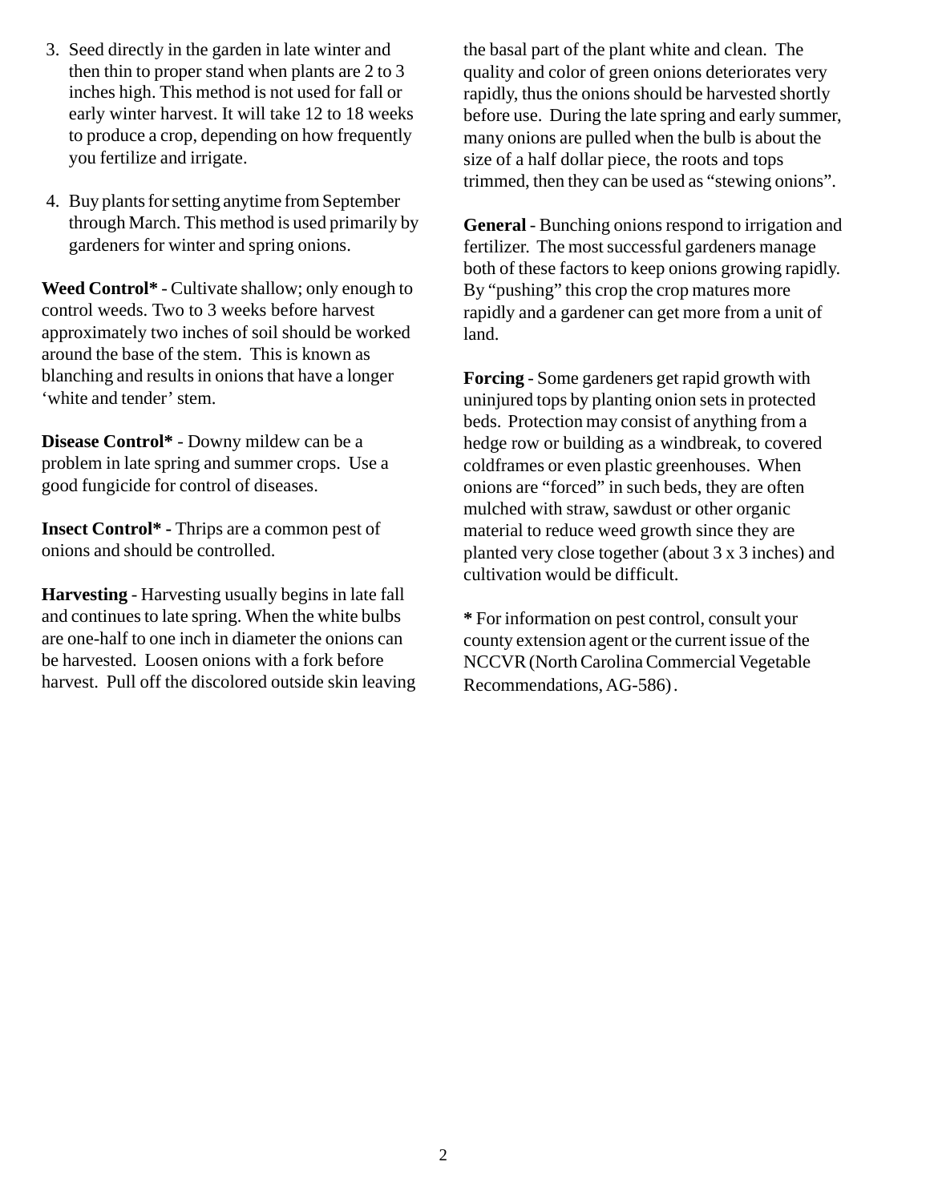3. Seed directly in the garden in late winter and then thin to proper stand when plants are 2 to 3 inches high. This method is not used for fall or early winter harvest. It will take 12 to 18 weeks to produce a crop, depending on how frequently you fertilize and irrigate.

4. Buy plants for setting anytime from September through March. This method is used primarily by gardeners for winter and spring onions.

**Weed Control*** - Cultivate shallow; only enough to control weeds. Two to 3 weeks before harvest approximately two inches of soil should be worked around the base of the stem. This is known as blanching and results in onions that have a longer 'white and tender' stem.

**Disease Control*** - Downy mildew can be a problem in late spring and summer crops. Use a good fungicide for control of diseases.

**Insect Control*** - Thrips are a common pest of onions and should be controlled.

**Harvesting** - Harvesting usually begins in late fall and continues to late spring. When the white bulbs are one-half to one inch in diameter the onions can be harvested. Loosen onions with a fork before harvest. Pull off the discolored outside skin leaving the basal part of the plant white and clean. The quality and color of green onions deteriorates very rapidly, thus the onions should be harvested shortly before use. During the late spring and early summer, many onions are pulled when the bulb is about the size of a half dollar piece, the roots and tops trimmed, then they can be used as "stewing onions".

**General** - Bunching onions respond to irrigation and fertilizer. The most successful gardeners manage both of these factors to keep onions growing rapidly. By "pushing" this crop the crop matures more rapidly and a gardener can get more from a unit of land.

**Forcing** - Some gardeners get rapid growth with uninjured tops by planting onion sets in protected beds. Protection may consist of anything from a hedge row or building as a windbreak, to covered coldframes or even plastic greenhouses. When onions are "forced" in such beds, they are often mulched with straw, sawdust or other organic material to reduce weed growth since they are planted very close together (about 3 x 3 inches) and cultivation would be difficult.

**\*** For information on pest control, consult your county extension agent or the current issue of the NCCVR (North Carolina Commercial Vegetable Recommendations, AG-586).